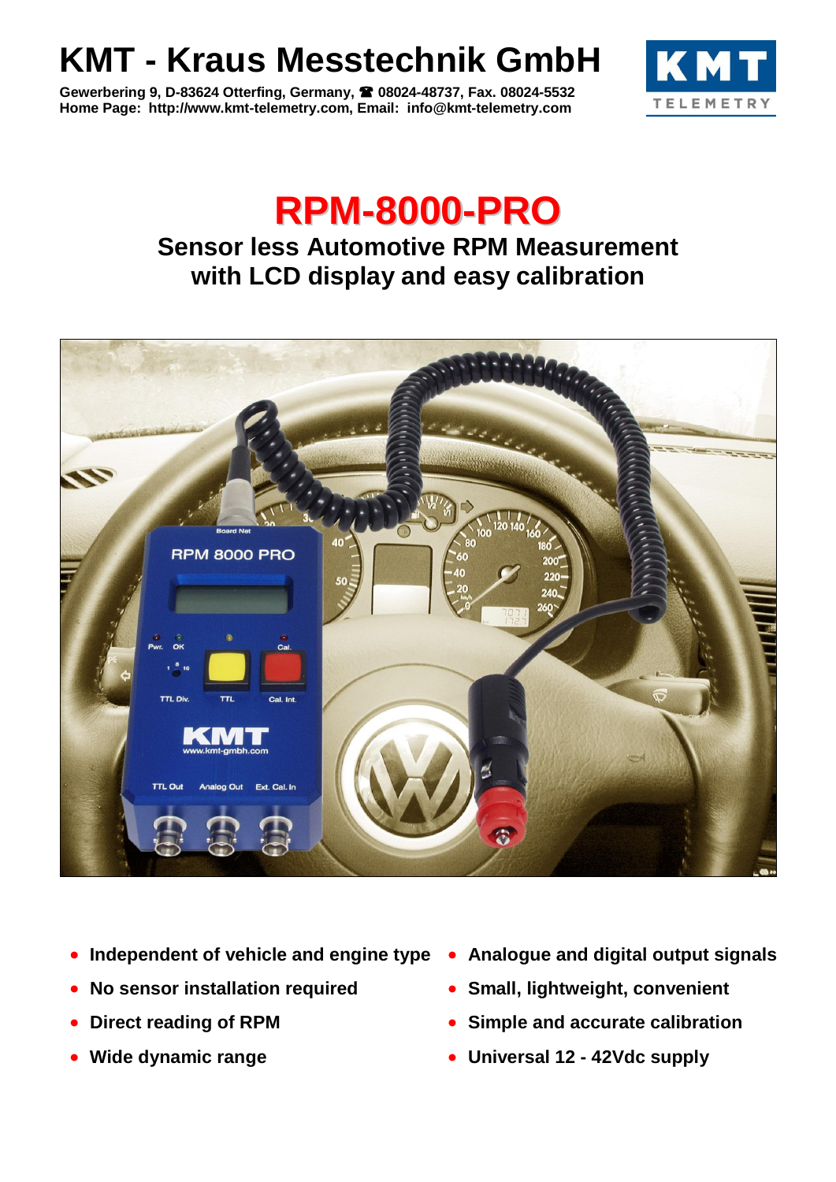# KMT - Kraus Messtechnik GmbH

**Gewerbering 9, D-83624 Otterfing, Germany, ☎ 08024-48737, Fax. 08024-5532**
**Home Page: http://www.kmt-telemetry.com, Email: info@kmt-telemetry.com**

# RPM-8000-PRO

## Sensor less Automotive RPM Measurement with LCD display and easy calibration

- **Independent of vehicle and engine type**
- **No sensor installation required**
- **Direct reading of RPM**
- **Wide dynamic range**
- **Analogue and digital output signals**
- **Small, lightweight, convenient**
- **Simple and accurate calibration**
- **Universal 12 - 42Vdc supply**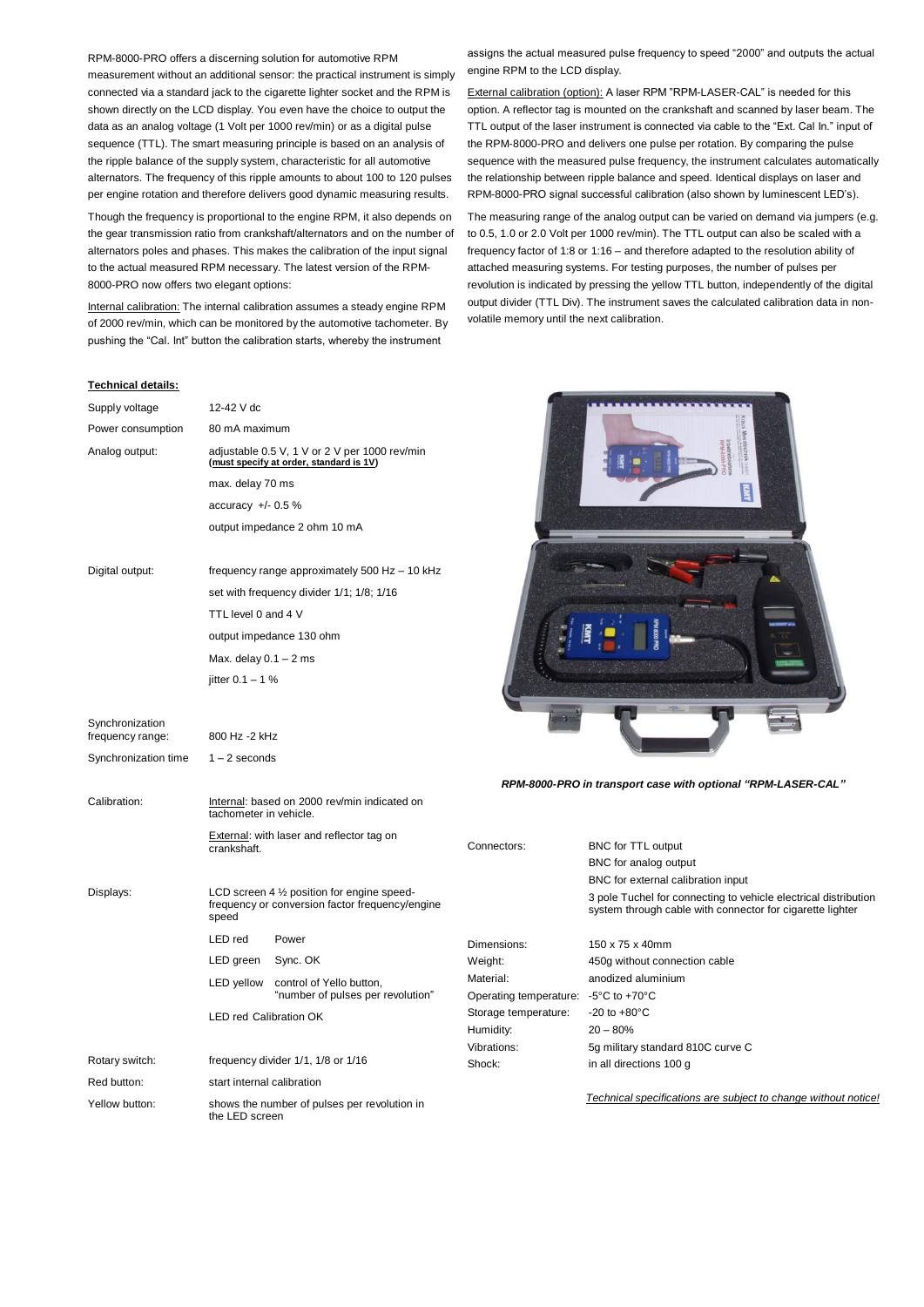RPM-8000-PRO offers a discerning solution for automotive RPM measurement without an additional sensor: the practical instrument is simply connected via a standard jack to the cigarette lighter socket and the RPM is shown directly on the LCD display. You even have the choice to output the data as an analog voltage (1 Volt per 1000 rev/min) or as a digital pulse sequence (TTL). The smart measuring principle is based on an analysis of the ripple balance of the supply system, characteristic for all automotive alternators. The frequency of this ripple amounts to about 100 to 120 pulses per engine rotation and therefore delivers good dynamic measuring results.

Though the frequency is proportional to the engine RPM, it also depends on the gear transmission ratio from crankshaft/alternators and on the number of alternators poles and phases. This makes the calibration of the input signal to the actual measured RPM necessary. The latest version of the RPM-8000-PRO now offers two elegant options:

Internal calibration: The internal calibration assumes a steady engine RPM of 2000 rev/min, which can be monitored by the automotive tachometer. By pushing the "Cal. Int" button the calibration starts, whereby the instrument assigns the actual measured pulse frequency to speed "2000" and outputs the actual engine RPM to the LCD display.

External calibration (option): A laser RPM "RPM-LASER-CAL" is needed for this option. A reflector tag is mounted on the crankshaft and scanned by laser beam. The TTL output of the laser instrument is connected via cable to the "Ext. Cal In." input of the RPM-8000-PRO and delivers one pulse per rotation. By comparing the pulse sequence with the measured pulse frequency, the instrument calculates automatically the relationship between ripple balance and speed. Identical displays on laser and RPM-8000-PRO signal successful calibration (also shown by luminescent LED's).

The measuring range of the analog output can be varied on demand via jumpers (e.g. to 0.5, 1.0 or 2.0 Volt per 1000 rev/min). The TTL output can also be scaled with a frequency factor of 1:8 or 1:16 – and therefore adapted to the resolution ability of attached measuring systems. For testing purposes, the number of pulses per revolution is indicated by pressing the yellow TTL button, independently of the digital output divider (TTL Div). The instrument saves the calculated calibration data in non-volatile memory until the next calibration.

**Technical details:**

| | |
|---|---|
| Supply voltage | 12-42 V dc |
| Power consumption | 80 mA maximum |
| Analog output: | adjustable 0.5 V, 1 V or 2 V per 1000 rev/min **(must specify at order, standard is 1V)** |
| | max. delay 70 ms |
| | accuracy +/- 0.5 % |
| | output impedance 2 ohm 10 mA |
| Digital output: | frequency range approximately 500 Hz – 10 kHz |
| | set with frequency divider 1/1; 1/8; 1/16 |
| | TTL level 0 and 4 V |
| | output impedance 130 ohm |
| | Max. delay 0.1 – 2 ms |
| | jitter 0.1 – 1 % |
| Synchronization frequency range: | 800 Hz -2 kHz |
| Synchronization time | 1 – 2 seconds |
| Calibration: | Internal: based on 2000 rev/min indicated on tachometer in vehicle. |
| | External: with laser and reflector tag on crankshaft. |
| Displays: | LCD screen 4 ½ position for engine speed-frequency or conversion factor frequency/engine speed |
| | LED red: Power |
| | LED green: Sync. OK |
| | LED yellow: control of Yello button, "number of pulses per revolution" |
| | LED red Calibration OK |
| Rotary switch: | frequency divider 1/1, 1/8 or 1/16 |
| Red button: | start internal calibration |
| Yellow button: | shows the number of pulses per revolution in the LED screen |

***RPM-8000-PRO in transport case with optional "RPM-LASER-CAL"***

| | |
|---|---|
| Connectors: | BNC for TTL output |
| | BNC for analog output |
| | BNC for external calibration input |
| | 3 pole Tuchel for connecting to vehicle electrical distribution system through cable with connector for cigarette lighter |
| Dimensions: | 150 x 75 x 40mm |
| Weight: | 450g without connection cable |
| Material: | anodized aluminium |
| Operating temperature: | -5°C to +70°C |
| Storage temperature: | -20 to +80°C |
| Humidity: | 20 – 80% |
| Vibrations: | 5g military standard 810C curve C |
| Shock: | in all directions 100 g |

*Technical specifications are subject to change without notice!*